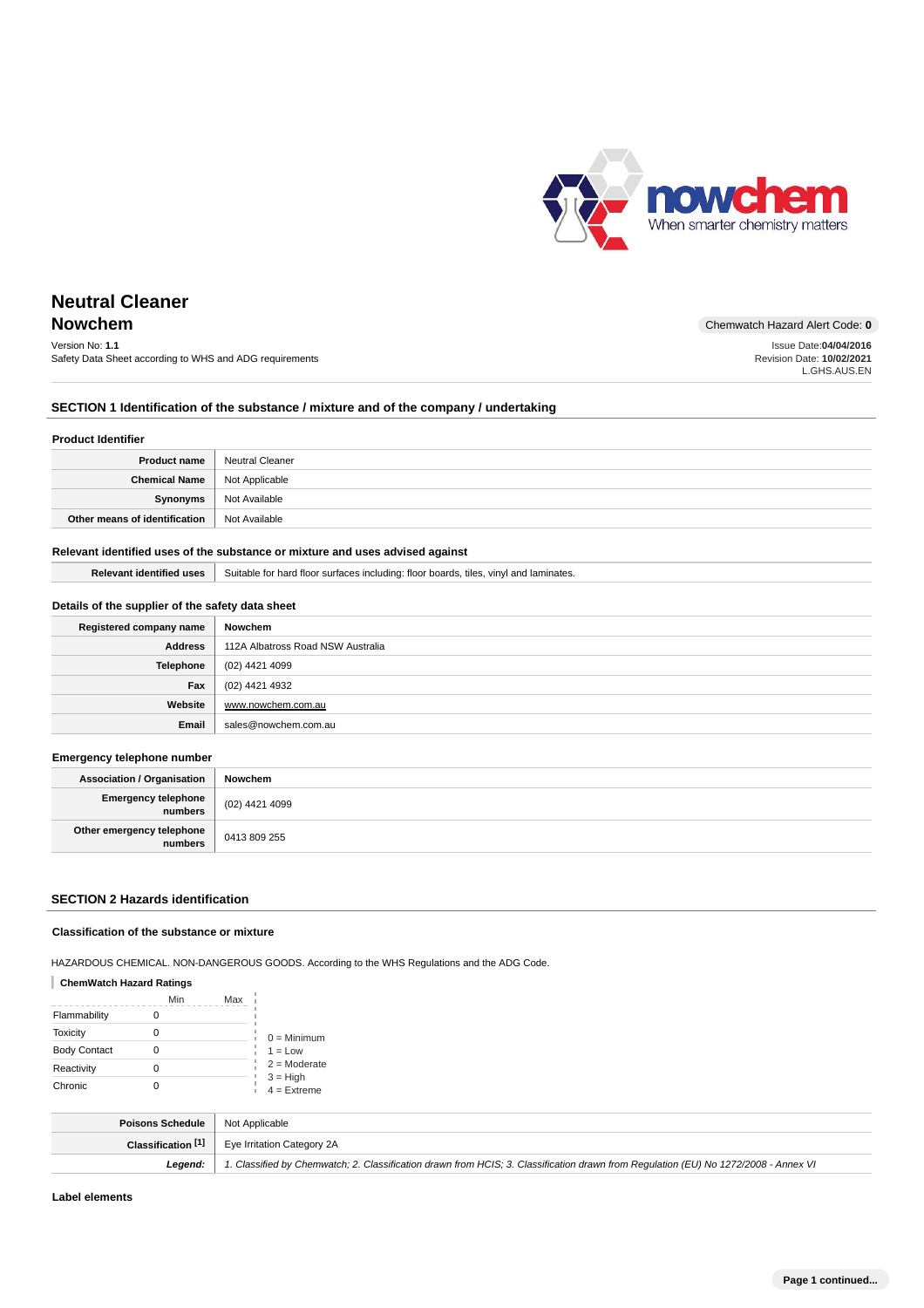# Neutral Cleaner
## Nowchem

Version No: **1.1**
Safety Data Sheet according to WHS and ADG requirements

Chemwatch Hazard Alert Code: **0**

Issue Date:**04/04/2016**
Revision Date: **10/02/2021**
L.GHS.AUS.EN

## SECTION 1 Identification of the substance / mixture and of the company / undertaking

### Product Identifier

| | |
|---|---|
| **Product name** | Neutral Cleaner |
| **Chemical Name** | Not Applicable |
| **Synonyms** | Not Available |
| **Other means of identification** | Not Available |

### Relevant identified uses of the substance or mixture and uses advised against

| | |
|---|---|
| **Relevant identified uses** | Suitable for hard floor surfaces including: floor boards, tiles, vinyl and laminates. |

### Details of the supplier of the safety data sheet

| | |
|---|---|
| **Registered company name** | **Nowchem** |
| **Address** | 112A Albatross Road NSW Australia |
| **Telephone** | (02) 4421 4099 |
| **Fax** | (02) 4421 4932 |
| **Website** | www.nowchem.com.au |
| **Email** | sales@nowchem.com.au |

### Emergency telephone number

| | |
|---|---|
| **Association / Organisation** | **Nowchem** |
| **Emergency telephone numbers** | (02) 4421 4099 |
| **Other emergency telephone numbers** | 0413 809 255 |

## SECTION 2 Hazards identification

### Classification of the substance or mixture

HAZARDOUS CHEMICAL. NON-DANGEROUS GOODS. According to the WHS Regulations and the ADG Code.

**ChemWatch Hazard Ratings**

| | Min | Max |
|---|---|---|
| Flammability | 0 | |
| Toxicity | 0 | |
| Body Contact | 0 | |
| Reactivity | 0 | |
| Chronic | 0 | |

0 = Minimum
1 = Low
2 = Moderate
3 = High
4 = Extreme

| | |
|---|---|
| **Poisons Schedule** | Not Applicable |
| **Classification [1]** | Eye Irritation Category 2A |
| ***Legend:*** | *1. Classified by Chemwatch; 2. Classification drawn from HCIS; 3. Classification drawn from Regulation (EU) No 1272/2008 - Annex VI* |

### Label elements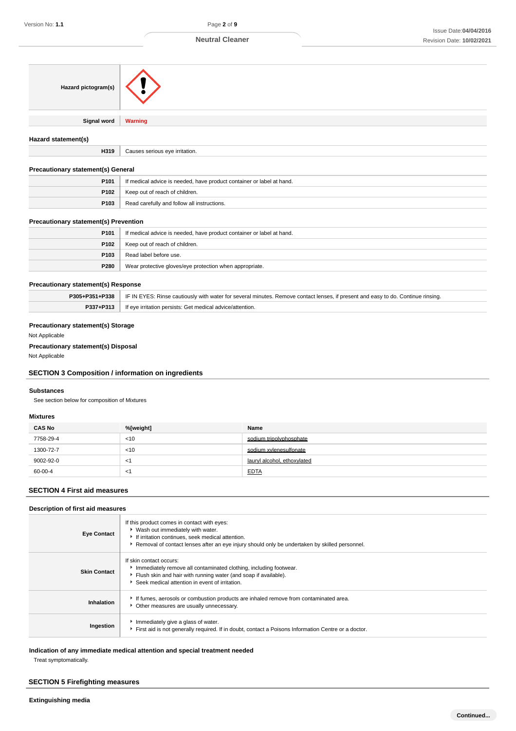| Hazard pictogram(s) | |
|---|---|
| Signal word | **Warning** |

### Hazard statement(s)

| | |
|---|---|
| **H319** | Causes serious eye irritation. |

### Precautionary statement(s) General

| | |
|---|---|
| **P101** | If medical advice is needed, have product container or label at hand. |
| **P102** | Keep out of reach of children. |
| **P103** | Read carefully and follow all instructions. |

### Precautionary statement(s) Prevention

| | |
|---|---|
| **P101** | If medical advice is needed, have product container or label at hand. |
| **P102** | Keep out of reach of children. |
| **P103** | Read label before use. |
| **P280** | Wear protective gloves/eye protection when appropriate. |

### Precautionary statement(s) Response

| | |
|---|---|
| **P305+P351+P338** | IF IN EYES: Rinse cautiously with water for several minutes. Remove contact lenses, if present and easy to do. Continue rinsing. |
| **P337+P313** | If eye irritation persists: Get medical advice/attention. |

### Precautionary statement(s) Storage

Not Applicable

### Precautionary statement(s) Disposal

Not Applicable

## SECTION 3 Composition / information on ingredients

### Substances

See section below for composition of Mixtures

### Mixtures

| CAS No | %[weight] | Name |
|---|---|---|
| 7758-29-4 | <10 | sodium tripolyphosphate |
| 1300-72-7 | <10 | sodium xylenesulfonate |
| 9002-92-0 | <1 | lauryl alcohol, ethoxylated |
| 60-00-4 | <1 | EDTA |

## SECTION 4 First aid measures

### Description of first aid measures

| | |
|---|---|
| **Eye Contact** | If this product comes in contact with eyes:<br>- Wash out immediately with water.<br>- If irritation continues, seek medical attention.<br>- Removal of contact lenses after an eye injury should only be undertaken by skilled personnel. |
| **Skin Contact** | If skin contact occurs:<br>- Immediately remove all contaminated clothing, including footwear.<br>- Flush skin and hair with running water (and soap if available).<br>- Seek medical attention in event of irritation. |
| **Inhalation** | - If fumes, aerosols or combustion products are inhaled remove from contaminated area.<br>- Other measures are usually unnecessary. |
| **Ingestion** | - Immediately give a glass of water.<br>- First aid is not generally required. If in doubt, contact a Poisons Information Centre or a doctor. |

### Indication of any immediate medical attention and special treatment needed

Treat symptomatically.

## SECTION 5 Firefighting measures

### Extinguishing media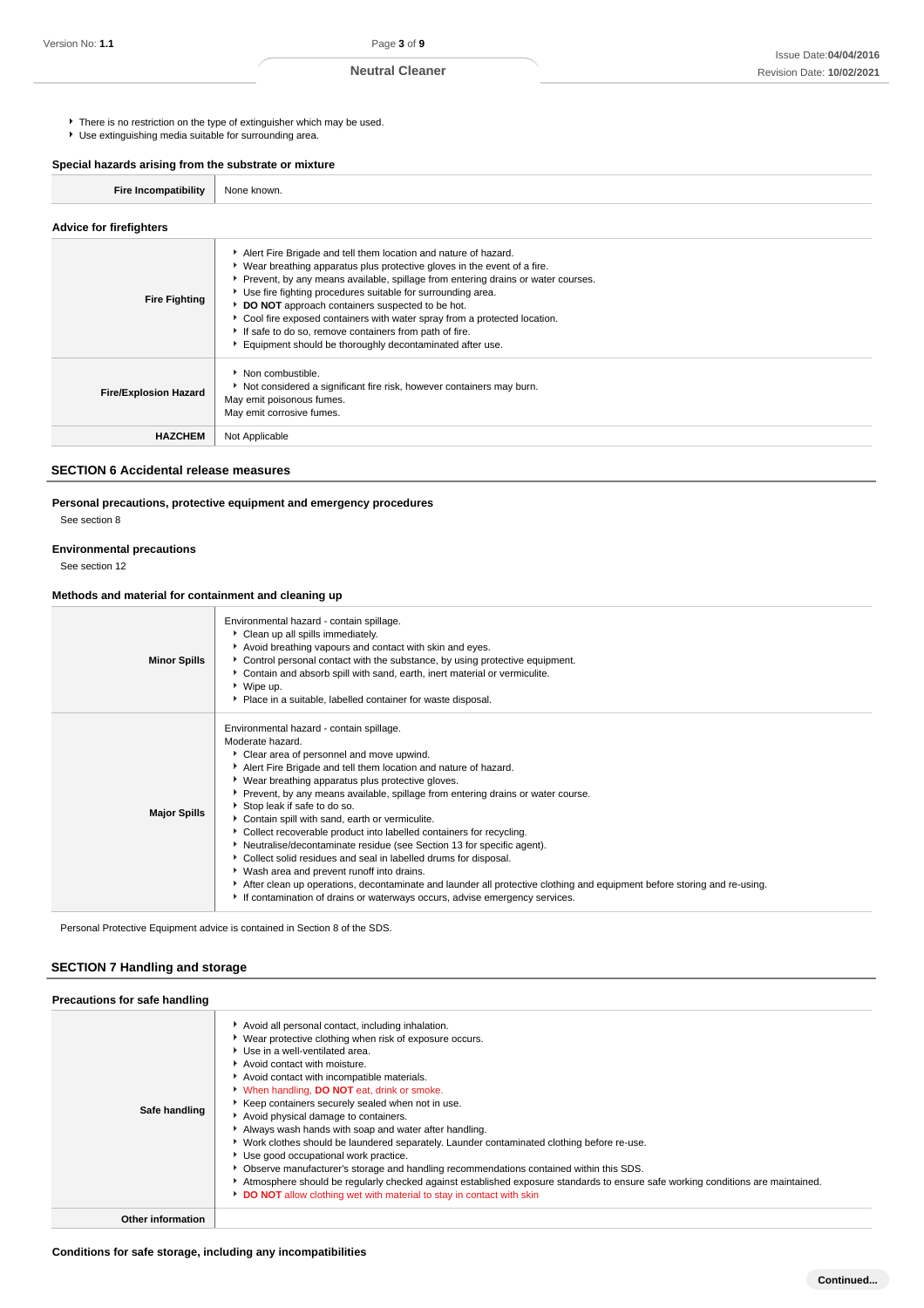- There is no restriction on the type of extinguisher which may be used.
- Use extinguishing media suitable for surrounding area.

### Special hazards arising from the substrate or mixture

| | |
|---|---|
| **Fire Incompatibility** | None known. |

### Advice for firefighters

| | |
|---|---|
| **Fire Fighting** | - Alert Fire Brigade and tell them location and nature of hazard.<br>- Wear breathing apparatus plus protective gloves in the event of a fire.<br>- Prevent, by any means available, spillage from entering drains or water courses.<br>- Use fire fighting procedures suitable for surrounding area.<br>- **DO NOT** approach containers suspected to be hot.<br>- Cool fire exposed containers with water spray from a protected location.<br>- If safe to do so, remove containers from path of fire.<br>- Equipment should be thoroughly decontaminated after use. |
| **Fire/Explosion Hazard** | - Non combustible.<br>- Not considered a significant fire risk, however containers may burn.<br>May emit poisonous fumes.<br>May emit corrosive fumes. |
| **HAZCHEM** | Not Applicable |

## SECTION 6 Accidental release measures

### Personal precautions, protective equipment and emergency procedures

See section 8

### Environmental precautions

See section 12

### Methods and material for containment and cleaning up

| | |
|---|---|
| **Minor Spills** | Environmental hazard - contain spillage.<br>- Clean up all spills immediately.<br>- Avoid breathing vapours and contact with skin and eyes.<br>- Control personal contact with the substance, by using protective equipment.<br>- Contain and absorb spill with sand, earth, inert material or vermiculite.<br>- Wipe up.<br>- Place in a suitable, labelled container for waste disposal. |
| **Major Spills** | Environmental hazard - contain spillage.<br>Moderate hazard.<br>- Clear area of personnel and move upwind.<br>- Alert Fire Brigade and tell them location and nature of hazard.<br>- Wear breathing apparatus plus protective gloves.<br>- Prevent, by any means available, spillage from entering drains or water course.<br>- Stop leak if safe to do so.<br>- Contain spill with sand, earth or vermiculite.<br>- Collect recoverable product into labelled containers for recycling.<br>- Neutralise/decontaminate residue (see Section 13 for specific agent).<br>- Collect solid residues and seal in labelled drums for disposal.<br>- Wash area and prevent runoff into drains.<br>- After clean up operations, decontaminate and launder all protective clothing and equipment before storing and re-using.<br>- If contamination of drains or waterways occurs, advise emergency services. |

Personal Protective Equipment advice is contained in Section 8 of the SDS.

## SECTION 7 Handling and storage

### Precautions for safe handling

| | |
|---|---|
| **Safe handling** | - Avoid all personal contact, including inhalation.<br>- Wear protective clothing when risk of exposure occurs.<br>- Use in a well-ventilated area.<br>- Avoid contact with moisture.<br>- Avoid contact with incompatible materials.<br>- When handling, **DO NOT** eat, drink or smoke.<br>- Keep containers securely sealed when not in use.<br>- Avoid physical damage to containers.<br>- Always wash hands with soap and water after handling.<br>- Work clothes should be laundered separately. Launder contaminated clothing before re-use.<br>- Use good occupational work practice.<br>- Observe manufacturer's storage and handling recommendations contained within this SDS.<br>- Atmosphere should be regularly checked against established exposure standards to ensure safe working conditions are maintained.<br>- **DO NOT** allow clothing wet with material to stay in contact with skin |
| **Other information** | |

### Conditions for safe storage, including any incompatibilities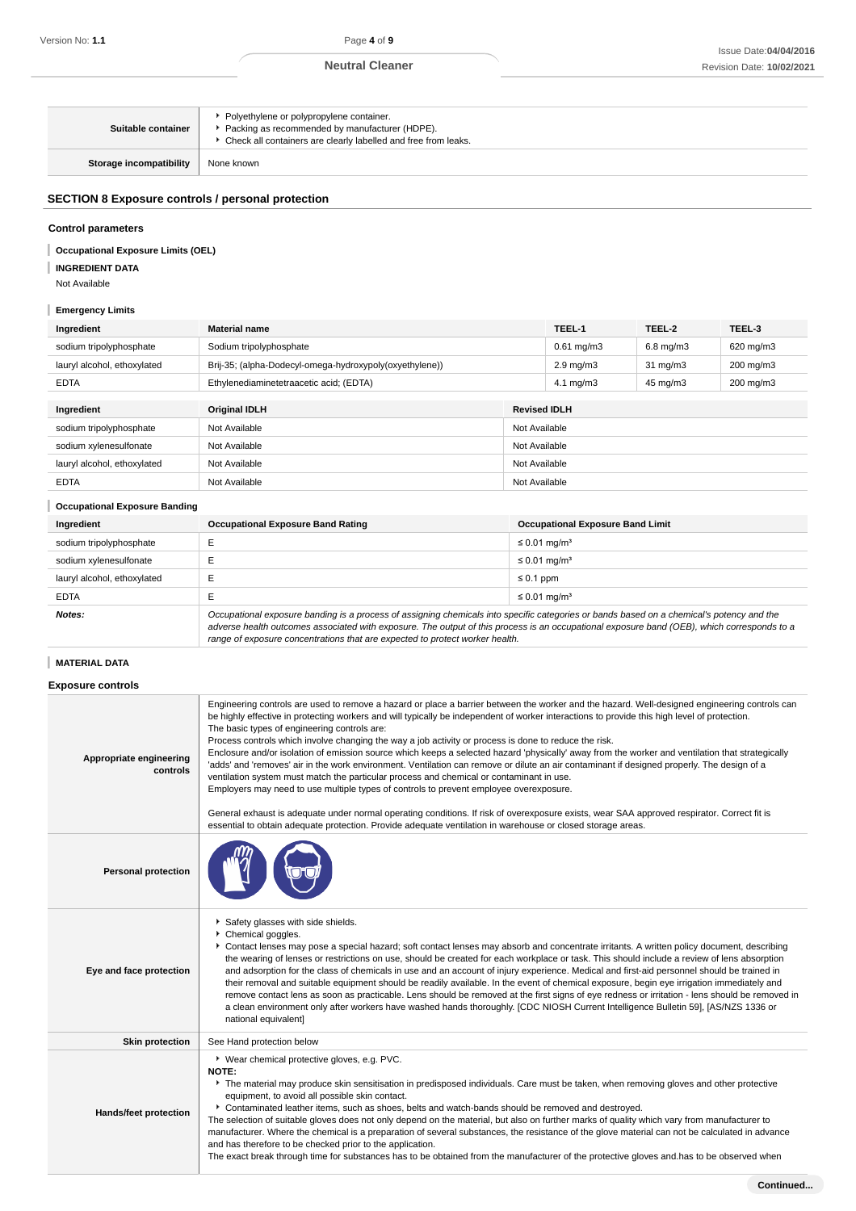| | |
|---|---|
| **Suitable container** | - Polyethylene or polypropylene container.<br>- Packing as recommended by manufacturer (HDPE).<br>- Check all containers are clearly labelled and free from leaks. |
| **Storage incompatibility** | None known |

## SECTION 8 Exposure controls / personal protection

### Control parameters

**Occupational Exposure Limits (OEL)**

**INGREDIENT DATA**

Not Available

**Emergency Limits**

| Ingredient | Material name | TEEL-1 | TEEL-2 | TEEL-3 |
|---|---|---|---|---|
| sodium tripolyphosphate | Sodium tripolyphosphate | 0.61 mg/m3 | 6.8 mg/m3 | 620 mg/m3 |
| lauryl alcohol, ethoxylated | Brij-35; (alpha-Dodecyl-omega-hydroxypoly(oxyethylene)) | 2.9 mg/m3 | 31 mg/m3 | 200 mg/m3 |
| EDTA | Ethylenediaminetetraacetic acid; (EDTA) | 4.1 mg/m3 | 45 mg/m3 | 200 mg/m3 |

| Ingredient | Original IDLH | Revised IDLH |
|---|---|---|
| sodium tripolyphosphate | Not Available | Not Available |
| sodium xylenesulfonate | Not Available | Not Available |
| lauryl alcohol, ethoxylated | Not Available | Not Available |
| EDTA | Not Available | Not Available |

**Occupational Exposure Banding**

| Ingredient | Occupational Exposure Band Rating | Occupational Exposure Band Limit |
|---|---|---|
| sodium tripolyphosphate | E | ≤ 0.01 mg/m³ |
| sodium xylenesulfonate | E | ≤ 0.01 mg/m³ |
| lauryl alcohol, ethoxylated | E | ≤ 0.1 ppm |
| EDTA | E | ≤ 0.01 mg/m³ |
| ***Notes:*** | *Occupational exposure banding is a process of assigning chemicals into specific categories or bands based on a chemical's potency and the adverse health outcomes associated with exposure. The output of this process is an occupational exposure band (OEB), which corresponds to a range of exposure concentrations that are expected to protect worker health.* | |

**MATERIAL DATA**

### Exposure controls

| | |
|---|---|
| **Appropriate engineering controls** | Engineering controls are used to remove a hazard or place a barrier between the worker and the hazard. Well-designed engineering controls can be highly effective in protecting workers and will typically be independent of worker interactions to provide this high level of protection.<br>The basic types of engineering controls are:<br>Process controls which involve changing the way a job activity or process is done to reduce the risk.<br>Enclosure and/or isolation of emission source which keeps a selected hazard 'physically' away from the worker and ventilation that strategically 'adds' and 'removes' air in the work environment. Ventilation can remove or dilute an air contaminant if designed properly. The design of a ventilation system must match the particular process and chemical or contaminant in use.<br>Employers may need to use multiple types of controls to prevent employee overexposure.<br><br>General exhaust is adequate under normal operating conditions. If risk of overexposure exists, wear SAA approved respirator. Correct fit is essential to obtain adequate protection. Provide adequate ventilation in warehouse or closed storage areas. |
| **Personal protection** | |
| **Eye and face protection** | - Safety glasses with side shields.<br>- Chemical goggles.<br>- Contact lenses may pose a special hazard; soft contact lenses may absorb and concentrate irritants. A written policy document, describing the wearing of lenses or restrictions on use, should be created for each workplace or task. This should include a review of lens absorption and adsorption for the class of chemicals in use and an account of injury experience. Medical and first-aid personnel should be trained in their removal and suitable equipment should be readily available. In the event of chemical exposure, begin eye irrigation immediately and remove contact lens as soon as practicable. Lens should be removed at the first signs of eye redness or irritation - lens should be removed in a clean environment only after workers have washed hands thoroughly. [CDC NIOSH Current Intelligence Bulletin 59], [AS/NZS 1336 or national equivalent] |
| **Skin protection** | See Hand protection below |
| **Hands/feet protection** | - Wear chemical protective gloves, e.g. PVC.<br>**NOTE:**<br>- The material may produce skin sensitisation in predisposed individuals. Care must be taken, when removing gloves and other protective equipment, to avoid all possible skin contact.<br>- Contaminated leather items, such as shoes, belts and watch-bands should be removed and destroyed.<br>The selection of suitable gloves does not only depend on the material, but also on further marks of quality which vary from manufacturer to manufacturer. Where the chemical is a preparation of several substances, the resistance of the glove material can not be calculated in advance and has therefore to be checked prior to the application.<br>The exact break through time for substances has to be obtained from the manufacturer of the protective gloves and.has to be observed when |

**Continued...**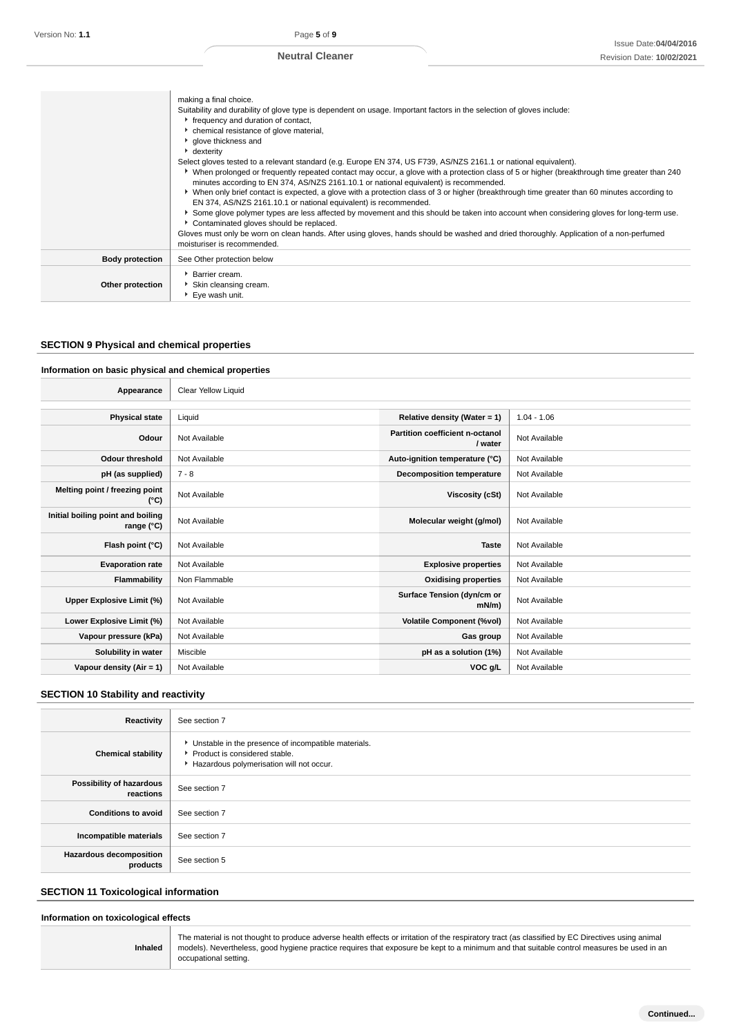| | |
|---|---|
| | making a final choice.<br>Suitability and durability of glove type is dependent on usage. Important factors in the selection of gloves include:<br>▸ frequency and duration of contact,<br>▸ chemical resistance of glove material,<br>▸ glove thickness and<br>▸ dexterity<br>Select gloves tested to a relevant standard (e.g. Europe EN 374, US F739, AS/NZS 2161.1 or national equivalent).<br>▸ When prolonged or frequently repeated contact may occur, a glove with a protection class of 5 or higher (breakthrough time greater than 240 minutes according to EN 374, AS/NZS 2161.10.1 or national equivalent) is recommended.<br>▸ When only brief contact is expected, a glove with a protection class of 3 or higher (breakthrough time greater than 60 minutes according to EN 374, AS/NZS 2161.10.1 or national equivalent) is recommended.<br>▸ Some glove polymer types are less affected by movement and this should be taken into account when considering gloves for long-term use.<br>▸ Contaminated gloves should be replaced.<br>Gloves must only be worn on clean hands. After using gloves, hands should be washed and dried thoroughly. Application of a non-perfumed moisturiser is recommended. |
| **Body protection** | See Other protection below |
| **Other protection** | ▸ Barrier cream.<br>▸ Skin cleansing cream.<br>▸ Eye wash unit. |

## SECTION 9 Physical and chemical properties

### Information on basic physical and chemical properties

| | |
|---|---|
| **Appearance** | Clear Yellow Liquid |

| | | | |
|---|---|---|---|
| **Physical state** | Liquid | **Relative density (Water = 1)** | 1.04 - 1.06 |
| **Odour** | Not Available | **Partition coefficient n-octanol / water** | Not Available |
| **Odour threshold** | Not Available | **Auto-ignition temperature (°C)** | Not Available |
| **pH (as supplied)** | 7 - 8 | **Decomposition temperature** | Not Available |
| **Melting point / freezing point (°C)** | Not Available | **Viscosity (cSt)** | Not Available |
| **Initial boiling point and boiling range (°C)** | Not Available | **Molecular weight (g/mol)** | Not Available |
| **Flash point (°C)** | Not Available | **Taste** | Not Available |
| **Evaporation rate** | Not Available | **Explosive properties** | Not Available |
| **Flammability** | Non Flammable | **Oxidising properties** | Not Available |
| **Upper Explosive Limit (%)** | Not Available | **Surface Tension (dyn/cm or mN/m)** | Not Available |
| **Lower Explosive Limit (%)** | Not Available | **Volatile Component (%vol)** | Not Available |
| **Vapour pressure (kPa)** | Not Available | **Gas group** | Not Available |
| **Solubility in water** | Miscible | **pH as a solution (1%)** | Not Available |
| **Vapour density (Air = 1)** | Not Available | **VOC g/L** | Not Available |

## SECTION 10 Stability and reactivity

| | |
|---|---|
| **Reactivity** | See section 7 |
| **Chemical stability** | ▸ Unstable in the presence of incompatible materials.<br>▸ Product is considered stable.<br>▸ Hazardous polymerisation will not occur. |
| **Possibility of hazardous reactions** | See section 7 |
| **Conditions to avoid** | See section 7 |
| **Incompatible materials** | See section 7 |
| **Hazardous decomposition products** | See section 5 |

## SECTION 11 Toxicological information

### Information on toxicological effects

| | |
|---|---|
| **Inhaled** | The material is not thought to produce adverse health effects or irritation of the respiratory tract (as classified by EC Directives using animal models). Nevertheless, good hygiene practice requires that exposure be kept to a minimum and that suitable control measures be used in an occupational setting. |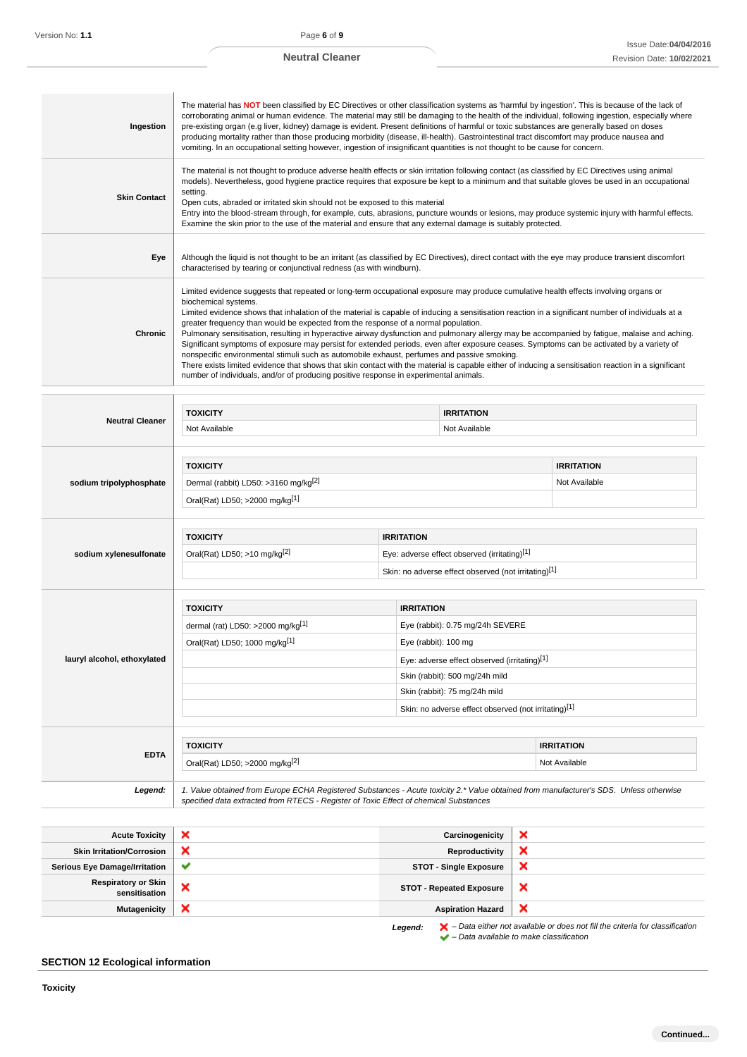| | |
|---|---|
| **Ingestion** | The material has **NOT** been classified by EC Directives or other classification systems as 'harmful by ingestion'. This is because of the lack of corroborating animal or human evidence. The material may still be damaging to the health of the individual, following ingestion, especially where pre-existing organ (e.g liver, kidney) damage is evident. Present definitions of harmful or toxic substances are generally based on doses producing mortality rather than those producing morbidity (disease, ill-health). Gastrointestinal tract discomfort may produce nausea and vomiting. In an occupational setting however, ingestion of insignificant quantities is not thought to be cause for concern. |
| **Skin Contact** | The material is not thought to produce adverse health effects or skin irritation following contact (as classified by EC Directives using animal models). Nevertheless, good hygiene practice requires that exposure be kept to a minimum and that suitable gloves be used in an occupational setting.<br>Open cuts, abraded or irritated skin should not be exposed to this material<br>Entry into the blood-stream through, for example, cuts, abrasions, puncture wounds or lesions, may produce systemic injury with harmful effects. Examine the skin prior to the use of the material and ensure that any external damage is suitably protected. |
| **Eye** | Although the liquid is not thought to be an irritant (as classified by EC Directives), direct contact with the eye may produce transient discomfort characterised by tearing or conjunctival redness (as with windburn). |
| **Chronic** | Limited evidence suggests that repeated or long-term occupational exposure may produce cumulative health effects involving organs or biochemical systems.<br>Limited evidence shows that inhalation of the material is capable of inducing a sensitisation reaction in a significant number of individuals at a greater frequency than would be expected from the response of a normal population.<br>Pulmonary sensitisation, resulting in hyperactive airway dysfunction and pulmonary allergy may be accompanied by fatigue, malaise and aching. Significant symptoms of exposure may persist for extended periods, even after exposure ceases. Symptoms can be activated by a variety of nonspecific environmental stimuli such as automobile exhaust, perfumes and passive smoking.<br>There exists limited evidence that shows that skin contact with the material is capable either of inducing a sensitisation reaction in a significant number of individuals, and/or of producing positive response in experimental animals. |

**Neutral Cleaner**

| TOXICITY | IRRITATION |
|---|---|
| Not Available | Not Available |

**sodium tripolyphosphate**

| TOXICITY | IRRITATION |
|---|---|
| Dermal (rabbit) LD50: >3160 mg/kg[2] | Not Available |
| Oral(Rat) LD50; >2000 mg/kg[1] | |

**sodium xylenesulfonate**

| TOXICITY | IRRITATION |
|---|---|
| Oral(Rat) LD50; >10 mg/kg[2] | Eye: adverse effect observed (irritating)[1] |
| | Skin: no adverse effect observed (not irritating)[1] |

**lauryl alcohol, ethoxylated**

| TOXICITY | IRRITATION |
|---|---|
| dermal (rat) LD50: >2000 mg/kg[1] | Eye (rabbit): 0.75 mg/24h SEVERE |
| Oral(Rat) LD50; 1000 mg/kg[1] | Eye (rabbit): 100 mg |
| | Eye: adverse effect observed (irritating)[1] |
| | Skin (rabbit): 500 mg/24h mild |
| | Skin (rabbit): 75 mg/24h mild |
| | Skin: no adverse effect observed (not irritating)[1] |

**EDTA**

| TOXICITY | IRRITATION |
|---|---|
| Oral(Rat) LD50; >2000 mg/kg[2] | Not Available |

***Legend:*** *1. Value obtained from Europe ECHA Registered Substances - Acute toxicity 2.\* Value obtained from manufacturer's SDS. Unless otherwise specified data extracted from RTECS - Register of Toxic Effect of chemical Substances*

| | | | |
|---|---|---|---|
| **Acute Toxicity** | ✗ | **Carcinogenicity** | ✗ |
| **Skin Irritation/Corrosion** | ✗ | **Reproductivity** | ✗ |
| **Serious Eye Damage/Irritation** | ✔ | **STOT - Single Exposure** | ✗ |
| **Respiratory or Skin sensitisation** | ✗ | **STOT - Repeated Exposure** | ✗ |
| **Mutagenicity** | ✗ | **Aspiration Hazard** | ✗ |

***Legend:*** ✗ *– Data either not available or does not fill the criteria for classification*
✔ *– Data available to make classification*

## SECTION 12 Ecological information

**Toxicity**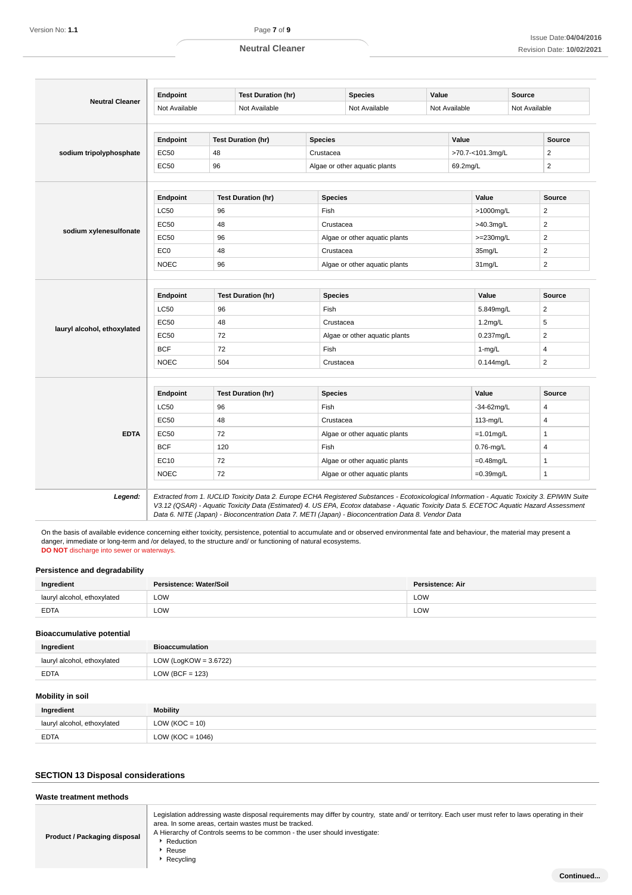| Ingredient | Endpoint | Test Duration (hr) | Species | Value | Source |
|---|---|---|---|---|---|
| **Neutral Cleaner** | Not Available | Not Available | Not Available | Not Available | Not Available |
| **sodium tripolyphosphate** | EC50 | 48 | Crustacea | >70.7-<101.3mg/L | 2 |
| | EC50 | 96 | Algae or other aquatic plants | 69.2mg/L | 2 |
| **sodium xylenesulfonate** | LC50 | 96 | Fish | >1000mg/L | 2 |
| | EC50 | 48 | Crustacea | >40.3mg/L | 2 |
| | EC50 | 96 | Algae or other aquatic plants | >=230mg/L | 2 |
| | EC0 | 48 | Crustacea | 35mg/L | 2 |
| | NOEC | 96 | Algae or other aquatic plants | 31mg/L | 2 |
| **lauryl alcohol, ethoxylated** | LC50 | 96 | Fish | 5.849mg/L | 2 |
| | EC50 | 48 | Crustacea | 1.2mg/L | 5 |
| | EC50 | 72 | Algae or other aquatic plants | 0.237mg/L | 2 |
| | BCF | 72 | Fish | 1-mg/L | 4 |
| | NOEC | 504 | Crustacea | 0.144mg/L | 2 |
| **EDTA** | LC50 | 96 | Fish | -34-62mg/L | 4 |
| | EC50 | 48 | Crustacea | 113-mg/L | 4 |
| | EC50 | 72 | Algae or other aquatic plants | =1.01mg/L | 1 |
| | BCF | 120 | Fish | 0.76-mg/L | 4 |
| | EC10 | 72 | Algae or other aquatic plants | =0.48mg/L | 1 |
| | NOEC | 72 | Algae or other aquatic plants | =0.39mg/L | 1 |

***Legend:*** *Extracted from 1. IUCLID Toxicity Data 2. Europe ECHA Registered Substances - Ecotoxicological Information - Aquatic Toxicity 3. EPIWIN Suite V3.12 (QSAR) - Aquatic Toxicity Data (Estimated) 4. US EPA, Ecotox database - Aquatic Toxicity Data 5. ECETOC Aquatic Hazard Assessment Data 6. NITE (Japan) - Bioconcentration Data 7. METI (Japan) - Bioconcentration Data 8. Vendor Data*

On the basis of available evidence concerning either toxicity, persistence, potential to accumulate and or observed environmental fate and behaviour, the material may present a danger, immediate or long-term and /or delayed, to the structure and/ or functioning of natural ecosystems.
**DO NOT** discharge into sewer or waterways.

### Persistence and degradability

| Ingredient | Persistence: Water/Soil | Persistence: Air |
|---|---|---|
| lauryl alcohol, ethoxylated | LOW | LOW |
| EDTA | LOW | LOW |

### Bioaccumulative potential

| Ingredient | Bioaccumulation |
|---|---|
| lauryl alcohol, ethoxylated | LOW (LogKOW = 3.6722) |
| EDTA | LOW (BCF = 123) |

### Mobility in soil

| Ingredient | Mobility |
|---|---|
| lauryl alcohol, ethoxylated | LOW (KOC = 10) |
| EDTA | LOW (KOC = 1046) |

## SECTION 13 Disposal considerations

### Waste treatment methods

| | |
|---|---|
| **Product / Packaging disposal** | Legislation addressing waste disposal requirements may differ by country, state and/ or territory. Each user must refer to laws operating in their area. In some areas, certain wastes must be tracked.<br>A Hierarchy of Controls seems to be common - the user should investigate:<br>‣ Reduction<br>‣ Reuse<br>‣ Recycling |

Continued...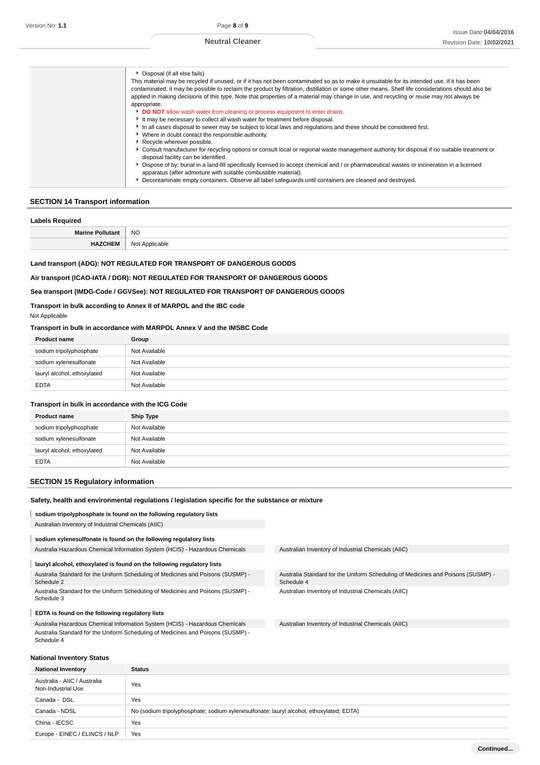| | |
|---|---|
| | ‣ Disposal (if all else fails)<br>This material may be recycled if unused, or if it has not been contaminated so as to make it unsuitable for its intended use. If it has been contaminated, it may be possible to reclaim the product by filtration, distillation or some other means. Shelf life considerations should also be applied in making decisions of this type. Note that properties of a material may change in use, and recycling or reuse may not always be appropriate.<br>‣ **DO NOT** allow wash water from cleaning or process equipment to enter drains.<br>‣ It may be necessary to collect all wash water for treatment before disposal.<br>‣ In all cases disposal to sewer may be subject to local laws and regulations and these should be considered first.<br>‣ Where in doubt contact the responsible authority.<br>‣ Recycle wherever possible.<br>‣ Consult manufacturer for recycling options or consult local or regional waste management authority for disposal if no suitable treatment or disposal facility can be identified.<br>‣ Dispose of by: burial in a land-fill specifically licensed to accept chemical and / or pharmaceutical wastes or incineration in a licensed apparatus (after admixture with suitable combustible material).<br>‣ Decontaminate empty containers. Observe all label safeguards until containers are cleaned and destroyed. |

## SECTION 14 Transport information

### Labels Required

| | |
|---|---|
| **Marine Pollutant** | NO |
| **HAZCHEM** | Not Applicable |

**Land transport (ADG): NOT REGULATED FOR TRANSPORT OF DANGEROUS GOODS**

**Air transport (ICAO-IATA / DGR): NOT REGULATED FOR TRANSPORT OF DANGEROUS GOODS**

**Sea transport (IMDG-Code / GGVSee): NOT REGULATED FOR TRANSPORT OF DANGEROUS GOODS**

**Transport in bulk according to Annex II of MARPOL and the IBC code**

Not Applicable

**Transport in bulk in accordance with MARPOL Annex V and the IMSBC Code**

| Product name | Group |
|---|---|
| sodium tripolyphosphate | Not Available |
| sodium xylenesulfonate | Not Available |
| lauryl alcohol, ethoxylated | Not Available |
| EDTA | Not Available |

**Transport in bulk in accordance with the ICG Code**

| Product name | Ship Type |
|---|---|
| sodium tripolyphosphate | Not Available |
| sodium xylenesulfonate | Not Available |
| lauryl alcohol, ethoxylated | Not Available |
| EDTA | Not Available |

## SECTION 15 Regulatory information

### Safety, health and environmental regulations / legislation specific for the substance or mixture

**sodium tripolyphosphate is found on the following regulatory lists**

- Australian Inventory of Industrial Chemicals (AIIC)

**sodium xylenesulfonate is found on the following regulatory lists**

- Australia Hazardous Chemical Information System (HCIS) - Hazardous Chemicals
- Australian Inventory of Industrial Chemicals (AIIC)

**lauryl alcohol, ethoxylated is found on the following regulatory lists**

- Australia Standard for the Uniform Scheduling of Medicines and Poisons (SUSMP) - Schedule 2
- Australia Standard for the Uniform Scheduling of Medicines and Poisons (SUSMP) - Schedule 3
- Australia Standard for the Uniform Scheduling of Medicines and Poisons (SUSMP) - Schedule 4
- Australian Inventory of Industrial Chemicals (AIIC)

**EDTA is found on the following regulatory lists**

- Australia Hazardous Chemical Information System (HCIS) - Hazardous Chemicals
- Australia Standard for the Uniform Scheduling of Medicines and Poisons (SUSMP) - Schedule 4
- Australian Inventory of Industrial Chemicals (AIIC)

### National Inventory Status

| National Inventory | Status |
|---|---|
| Australia - AIIC / Australia Non-Industrial Use | Yes |
| Canada - DSL | Yes |
| Canada - NDSL | No (sodium tripolyphosphate; sodium xylenesulfonate; lauryl alcohol, ethoxylated; EDTA) |
| China - IECSC | Yes |
| Europe - EINEC / ELINCS / NLP | Yes |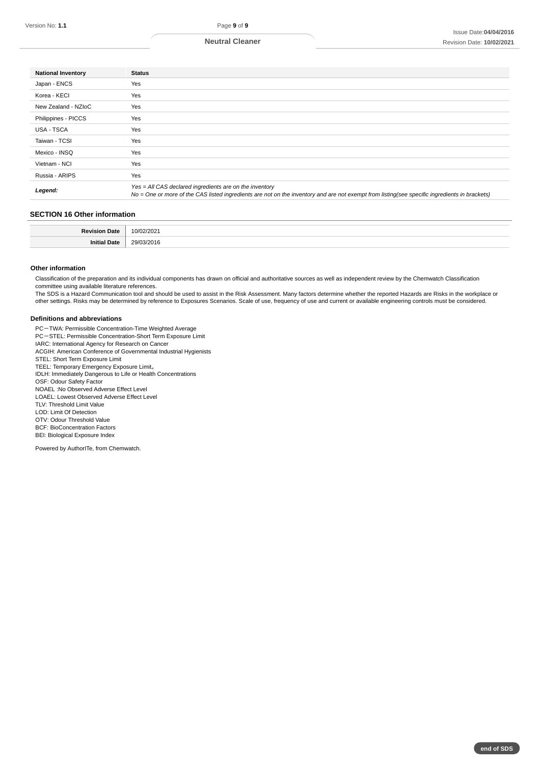| National Inventory | Status |
|---|---|
| Japan - ENCS | Yes |
| Korea - KECI | Yes |
| New Zealand - NZIoC | Yes |
| Philippines - PICCS | Yes |
| USA - TSCA | Yes |
| Taiwan - TCSI | Yes |
| Mexico - INSQ | Yes |
| Vietnam - NCI | Yes |
| Russia - ARIPS | Yes |
| ***Legend:*** | *Yes = All CAS declared ingredients are on the inventory*<br>*No = One or more of the CAS listed ingredients are not on the inventory and are not exempt from listing(see specific ingredients in brackets)* |

## SECTION 16 Other information

| | |
|---|---|
| **Revision Date** | 10/02/2021 |
| **Initial Date** | 29/03/2016 |

### Other information

Classification of the preparation and its individual components has drawn on official and authoritative sources as well as independent review by the Chemwatch Classification committee using available literature references.

The SDS is a Hazard Communication tool and should be used to assist in the Risk Assessment. Many factors determine whether the reported Hazards are Risks in the workplace or other settings. Risks may be determined by reference to Exposures Scenarios. Scale of use, frequency of use and current or available engineering controls must be considered.

### Definitions and abbreviations

PC－TWA: Permissible Concentration-Time Weighted Average
PC－STEL: Permissible Concentration-Short Term Exposure Limit
IARC: International Agency for Research on Cancer
ACGIH: American Conference of Governmental Industrial Hygienists
STEL: Short Term Exposure Limit
TEEL: Temporary Emergency Exposure Limit。
IDLH: Immediately Dangerous to Life or Health Concentrations
OSF: Odour Safety Factor
NOAEL :No Observed Adverse Effect Level
LOAEL: Lowest Observed Adverse Effect Level
TLV: Threshold Limit Value
LOD: Limit Of Detection
OTV: Odour Threshold Value
BCF: BioConcentration Factors
BEI: Biological Exposure Index

Powered by AuthorITe, from Chemwatch.

end of SDS